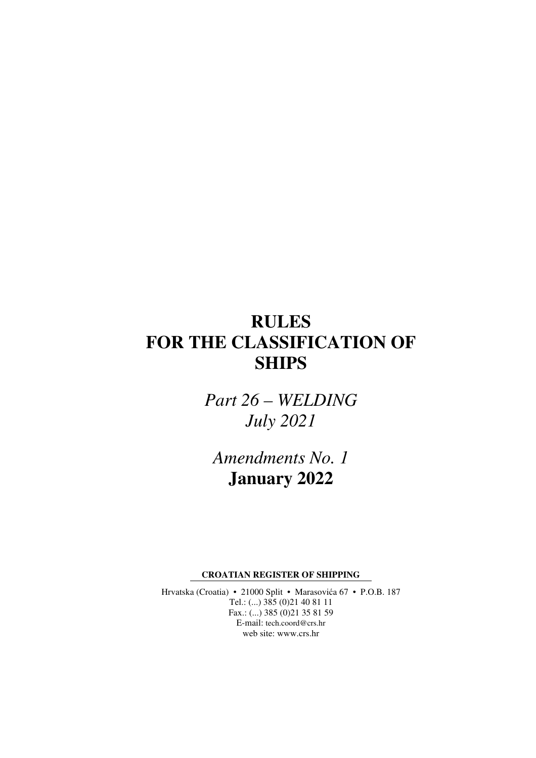# RULES FOR THE CLASSIFICATION OF SHIPS

*Part 26 – WELDING*
*July 2021*

*Amendments No. 1*
**January 2022**

**CROATIAN REGISTER OF SHIPPING**

Hrvatska (Croatia) • 21000 Split • Marasovića 67 • P.O.B. 187
Tel.: (...) 385 (0)21 40 81 11
Fax.: (...) 385 (0)21 35 81 59
E-mail: tech.coord@crs.hr
web site: www.crs.hr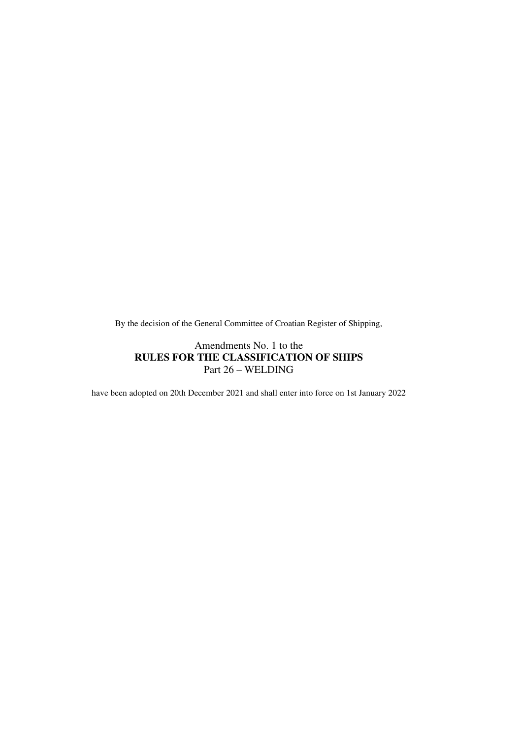By the decision of the General Committee of Croatian Register of Shipping,

Amendments No. 1 to the
**RULES FOR THE CLASSIFICATION OF SHIPS**
Part 26 – WELDING

have been adopted on 20th December 2021 and shall enter into force on 1st January 2022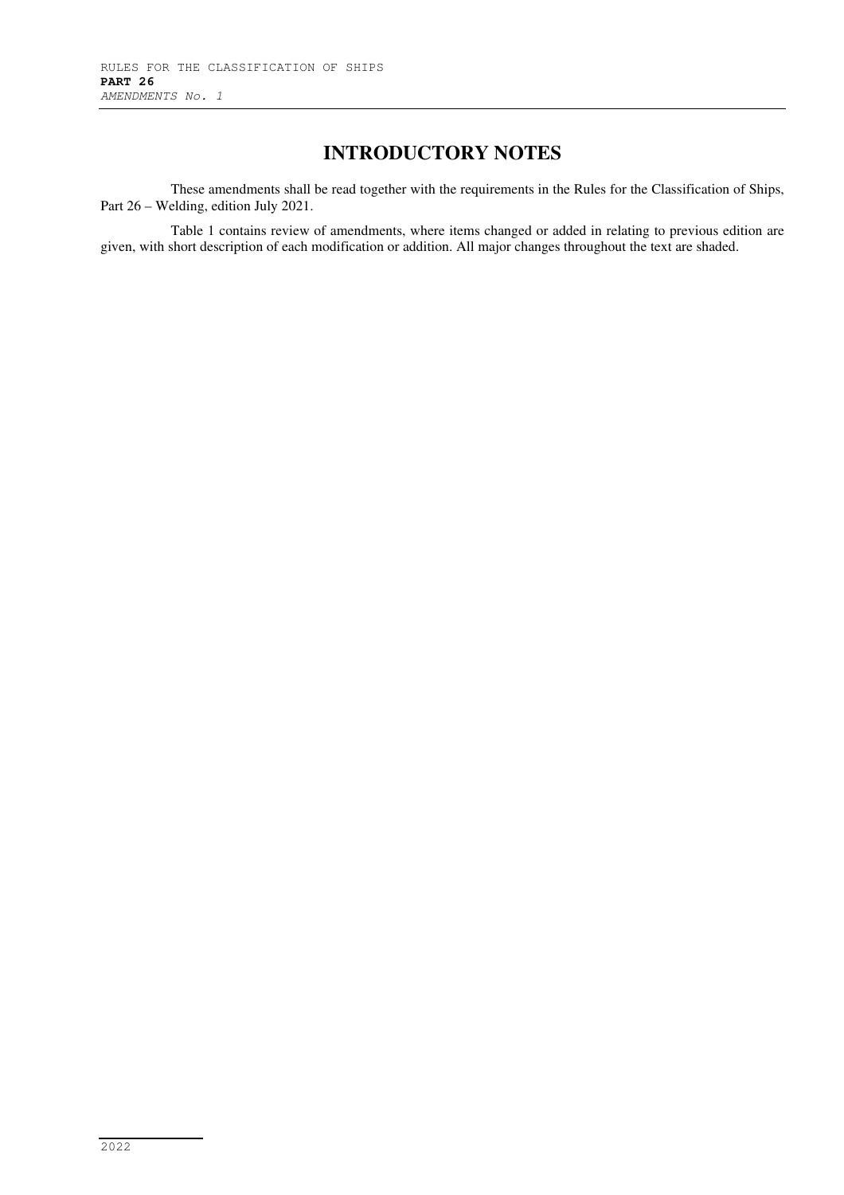# INTRODUCTORY NOTES

These amendments shall be read together with the requirements in the Rules for the Classification of Ships, Part 26 – Welding, edition July 2021.

Table 1 contains review of amendments, where items changed or added in relating to previous edition are given, with short description of each modification or addition. All major changes throughout the text are shaded.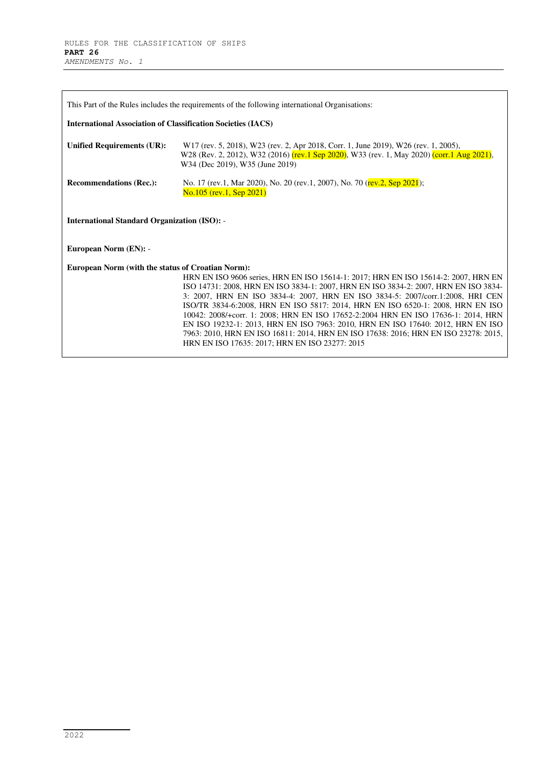This Part of the Rules includes the requirements of the following international Organisations:

**International Association of Classification Societies (IACS)**

**Unified Requirements (UR):** W17 (rev. 5, 2018), W23 (rev. 2, Apr 2018, Corr. 1, June 2019), W26 (rev. 1, 2005), W28 (Rev. 2, 2012), W32 (2016) (rev.1 Sep 2020), W33 (rev. 1, May 2020) (corr.1 Aug 2021), W34 (Dec 2019), W35 (June 2019)

**Recommendations (Rec.):** No. 17 (rev.1, Mar 2020), No. 20 (rev.1, 2007), No. 70 (rev.2, Sep 2021); No.105 (rev.1, Sep 2021)

**International Standard Organization (ISO):** -

**European Norm (EN):** -

**European Norm (with the status of Croatian Norm):**
HRN EN ISO 9606 series, HRN EN ISO 15614-1: 2017; HRN EN ISO 15614-2: 2007, HRN EN ISO 14731: 2008, HRN EN ISO 3834-1: 2007, HRN EN ISO 3834-2: 2007, HRN EN ISO 3834-3: 2007, HRN EN ISO 3834-4: 2007, HRN EN ISO 3834-5: 2007/corr.1:2008, HRI CEN ISO/TR 3834-6:2008, HRN EN ISO 5817: 2014, HRN EN ISO 6520-1: 2008, HRN EN ISO 10042: 2008/+corr. 1: 2008; HRN EN ISO 17652-2:2004 HRN EN ISO 17636-1: 2014, HRN EN ISO 19232-1: 2013, HRN EN ISO 7963: 2010, HRN EN ISO 17640: 2012, HRN EN ISO 7963: 2010, HRN EN ISO 16811: 2014, HRN EN ISO 17638: 2016; HRN EN ISO 23278: 2015, HRN EN ISO 17635: 2017; HRN EN ISO 23277: 2015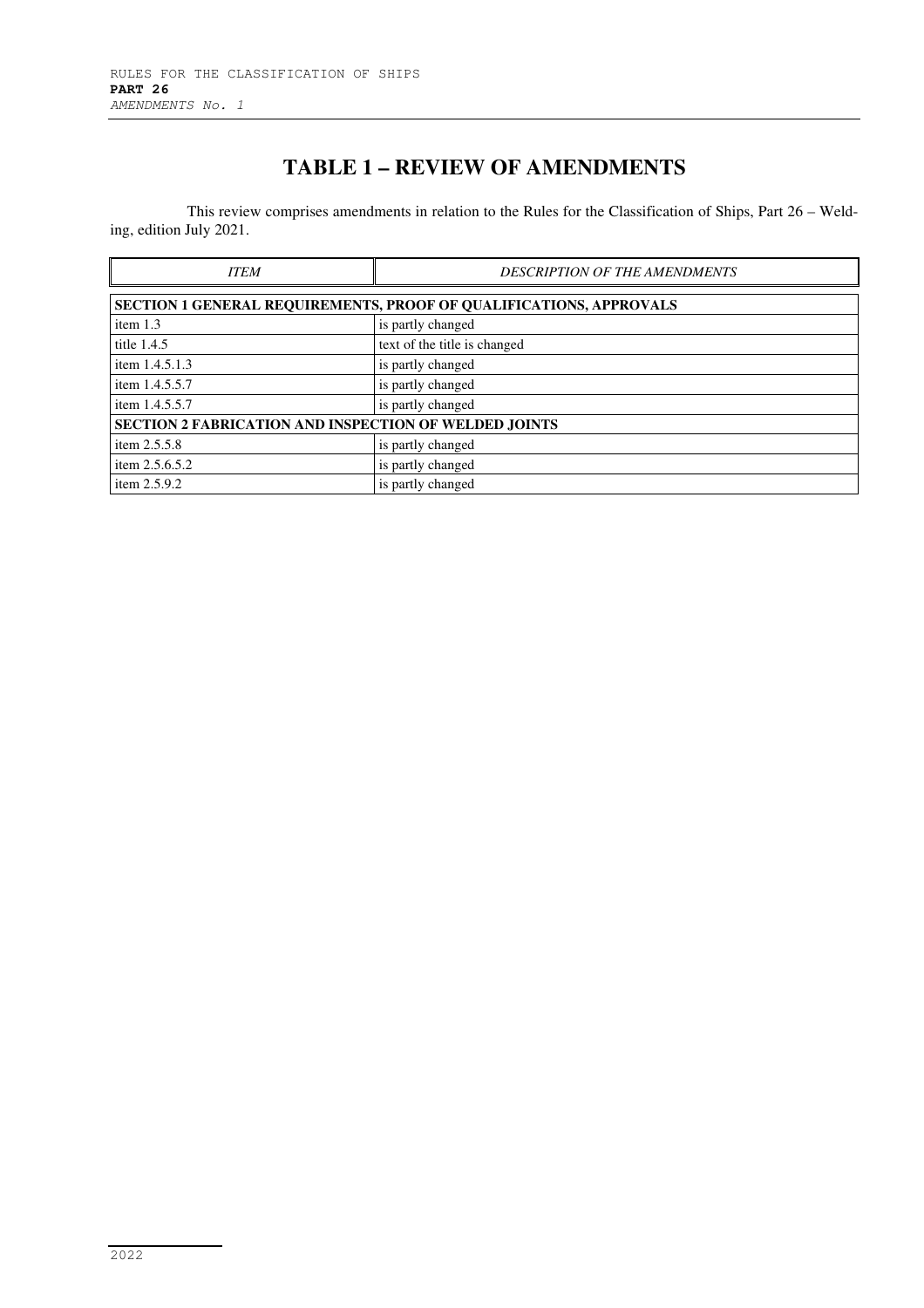# TABLE 1 – REVIEW OF AMENDMENTS

This review comprises amendments in relation to the Rules for the Classification of Ships, Part 26 – Welding, edition July 2021.

| *ITEM* | *DESCRIPTION OF THE AMENDMENTS* |
|---|---|
| **SECTION 1 GENERAL REQUIREMENTS, PROOF OF QUALIFICATIONS, APPROVALS** | |
| item 1.3 | is partly changed |
| title 1.4.5 | text of the title is changed |
| item 1.4.5.1.3 | is partly changed |
| item 1.4.5.5.7 | is partly changed |
| item 1.4.5.5.7 | is partly changed |
| **SECTION 2 FABRICATION AND INSPECTION OF WELDED JOINTS** | |
| item 2.5.5.8 | is partly changed |
| item 2.5.6.5.2 | is partly changed |
| item 2.5.9.2 | is partly changed |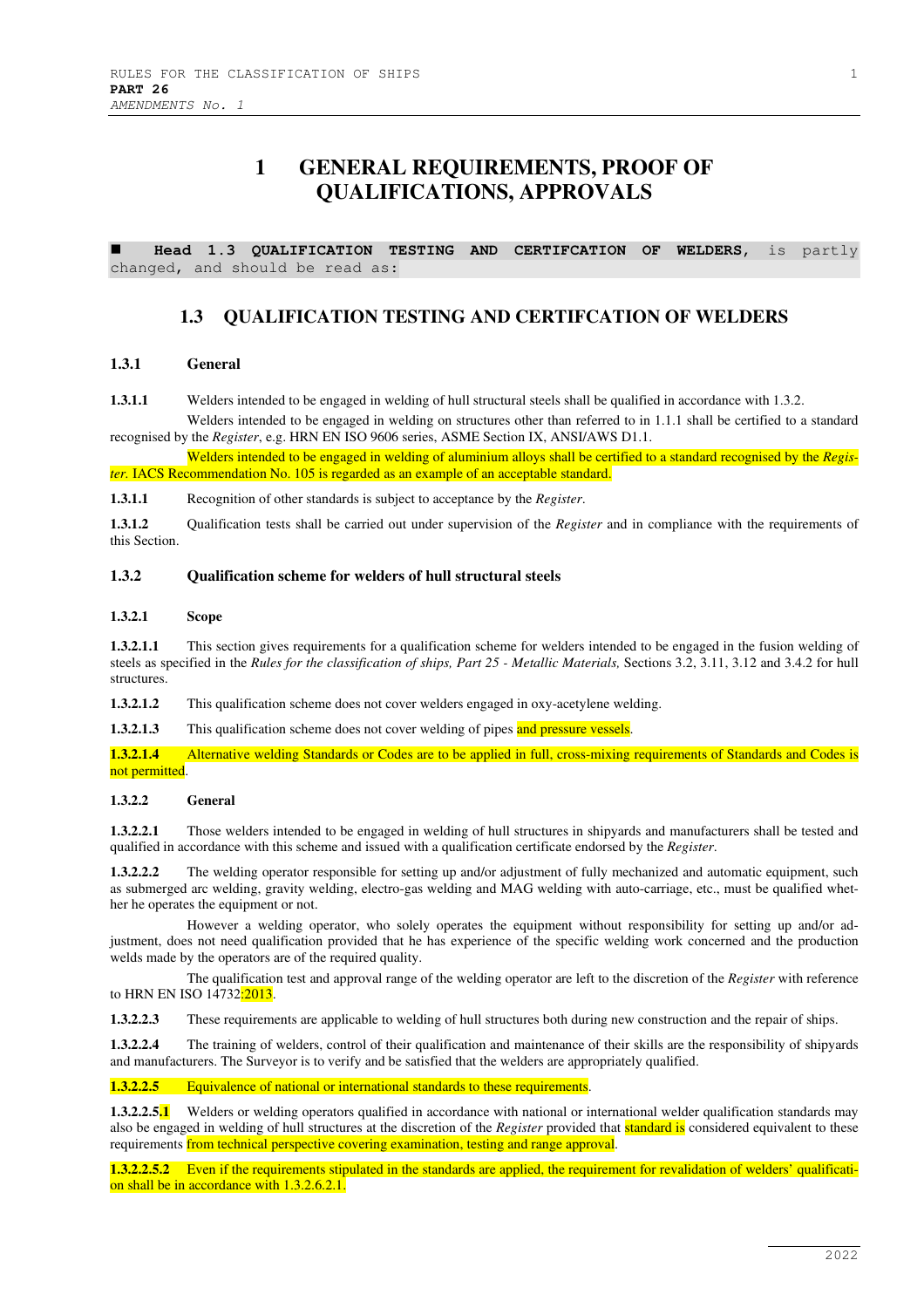# 1 GENERAL REQUIREMENTS, PROOF OF QUALIFICATIONS, APPROVALS

■ **Head 1.3 QUALIFICATION TESTING AND CERTIFCATION OF WELDERS**, is partly changed, and should be read as:

## 1.3 QUALIFICATION TESTING AND CERTIFCATION OF WELDERS

### 1.3.1 General

**1.3.1.1** Welders intended to be engaged in welding of hull structural steels shall be qualified in accordance with 1.3.2.

Welders intended to be engaged in welding on structures other than referred to in 1.1.1 shall be certified to a standard recognised by the *Register*, e.g. HRN EN ISO 9606 series, ASME Section IX, ANSI/AWS D1.1.

Welders intended to be engaged in welding of aluminium alloys shall be certified to a standard recognised by the *Register*. IACS Recommendation No. 105 is regarded as an example of an acceptable standard.

**1.3.1.1** Recognition of other standards is subject to acceptance by the *Register*.

**1.3.1.2** Qualification tests shall be carried out under supervision of the *Register* and in compliance with the requirements of this Section.

### 1.3.2 Qualification scheme for welders of hull structural steels

#### 1.3.2.1 Scope

**1.3.2.1.1** This section gives requirements for a qualification scheme for welders intended to be engaged in the fusion welding of steels as specified in the *Rules for the classification of ships, Part 25 - Metallic Materials,* Sections 3.2, 3.11, 3.12 and 3.4.2 for hull structures.

**1.3.2.1.2** This qualification scheme does not cover welders engaged in oxy-acetylene welding.

**1.3.2.1.3** This qualification scheme does not cover welding of pipes and pressure vessels.

**1.3.2.1.4** Alternative welding Standards or Codes are to be applied in full, cross-mixing requirements of Standards and Codes is not permitted.

#### 1.3.2.2 General

**1.3.2.2.1** Those welders intended to be engaged in welding of hull structures in shipyards and manufacturers shall be tested and qualified in accordance with this scheme and issued with a qualification certificate endorsed by the *Register*.

**1.3.2.2.2** The welding operator responsible for setting up and/or adjustment of fully mechanized and automatic equipment, such as submerged arc welding, gravity welding, electro-gas welding and MAG welding with auto-carriage, etc., must be qualified whether he operates the equipment or not.

However a welding operator, who solely operates the equipment without responsibility for setting up and/or adjustment, does not need qualification provided that he has experience of the specific welding work concerned and the production welds made by the operators are of the required quality.

The qualification test and approval range of the welding operator are left to the discretion of the *Register* with reference to HRN EN ISO 14732:2013.

**1.3.2.2.3** These requirements are applicable to welding of hull structures both during new construction and the repair of ships.

**1.3.2.2.4** The training of welders, control of their qualification and maintenance of their skills are the responsibility of shipyards and manufacturers. The Surveyor is to verify and be satisfied that the welders are appropriately qualified.

**1.3.2.2.5** Equivalence of national or international standards to these requirements.

**1.3.2.2.5.1** Welders or welding operators qualified in accordance with national or international welder qualification standards may also be engaged in welding of hull structures at the discretion of the *Register* provided that standard is considered equivalent to these requirements from technical perspective covering examination, testing and range approval.

**1.3.2.2.5.2** Even if the requirements stipulated in the standards are applied, the requirement for revalidation of welders' qualification shall be in accordance with 1.3.2.6.2.1.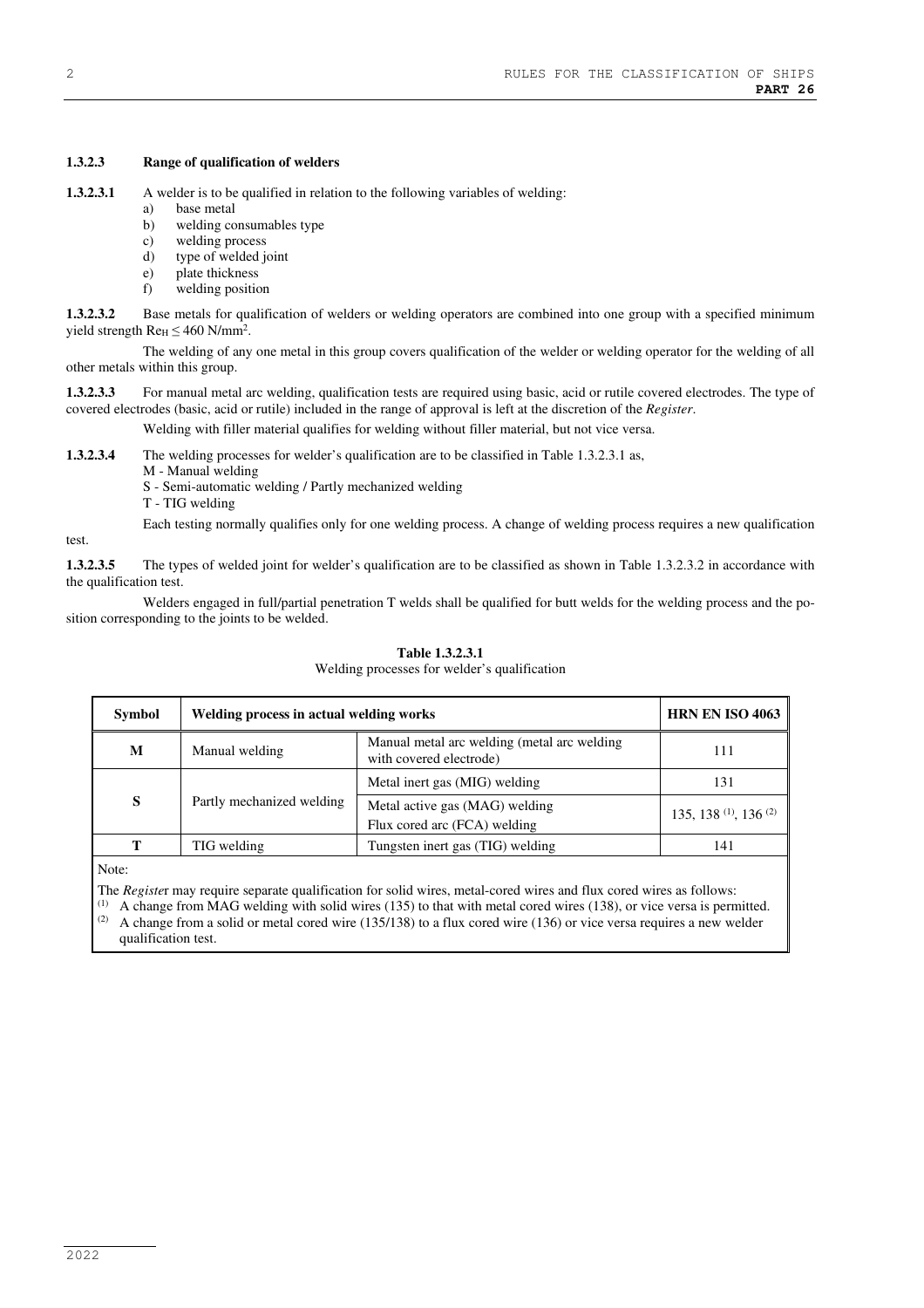#### 1.3.2.3 Range of qualification of welders

**1.3.2.3.1** A welder is to be qualified in relation to the following variables of welding:

a) base metal
b) welding consumables type
c) welding process
d) type of welded joint
e) plate thickness
f) welding position

**1.3.2.3.2** Base metals for qualification of welders or welding operators are combined into one group with a specified minimum yield strength $Re_H \leq 460$ N/mm$^2$.

The welding of any one metal in this group covers qualification of the welder or welding operator for the welding of all other metals within this group.

**1.3.2.3.3** For manual metal arc welding, qualification tests are required using basic, acid or rutile covered electrodes. The type of covered electrodes (basic, acid or rutile) included in the range of approval is left at the discretion of the *Register*.

Welding with filler material qualifies for welding without filler material, but not vice versa.

**1.3.2.3.4** The welding processes for welder's qualification are to be classified in Table 1.3.2.3.1 as,

M - Manual welding
S - Semi-automatic welding / Partly mechanized welding
T - TIG welding

Each testing normally qualifies only for one welding process. A change of welding process requires a new qualification test.

**1.3.2.3.5** The types of welded joint for welder's qualification are to be classified as shown in Table 1.3.2.3.2 in accordance with the qualification test.

Welders engaged in full/partial penetration T welds shall be qualified for butt welds for the welding process and the position corresponding to the joints to be welded.

**Table 1.3.2.3.1**
Welding processes for welder's qualification

| Symbol | Welding process in actual welding works | | HRN EN ISO 4063 |
|---|---|---|---|
| **M** | Manual welding | Manual metal arc welding (metal arc welding with covered electrode) | 111 |
| **S** | Partly mechanized welding | Metal inert gas (MIG) welding | 131 |
| | | Metal active gas (MAG) welding<br>Flux cored arc (FCA) welding | 135, 138 (1), 136 (2) |
| **T** | TIG welding | Tungsten inert gas (TIG) welding | 141 |

Note:

The *Registe*r may require separate qualification for solid wires, metal-cored wires and flux cored wires as follows:
(1) A change from MAG welding with solid wires (135) to that with metal cored wires (138), or vice versa is permitted.
(2) A change from a solid or metal cored wire (135/138) to a flux cored wire (136) or vice versa requires a new welder qualification test.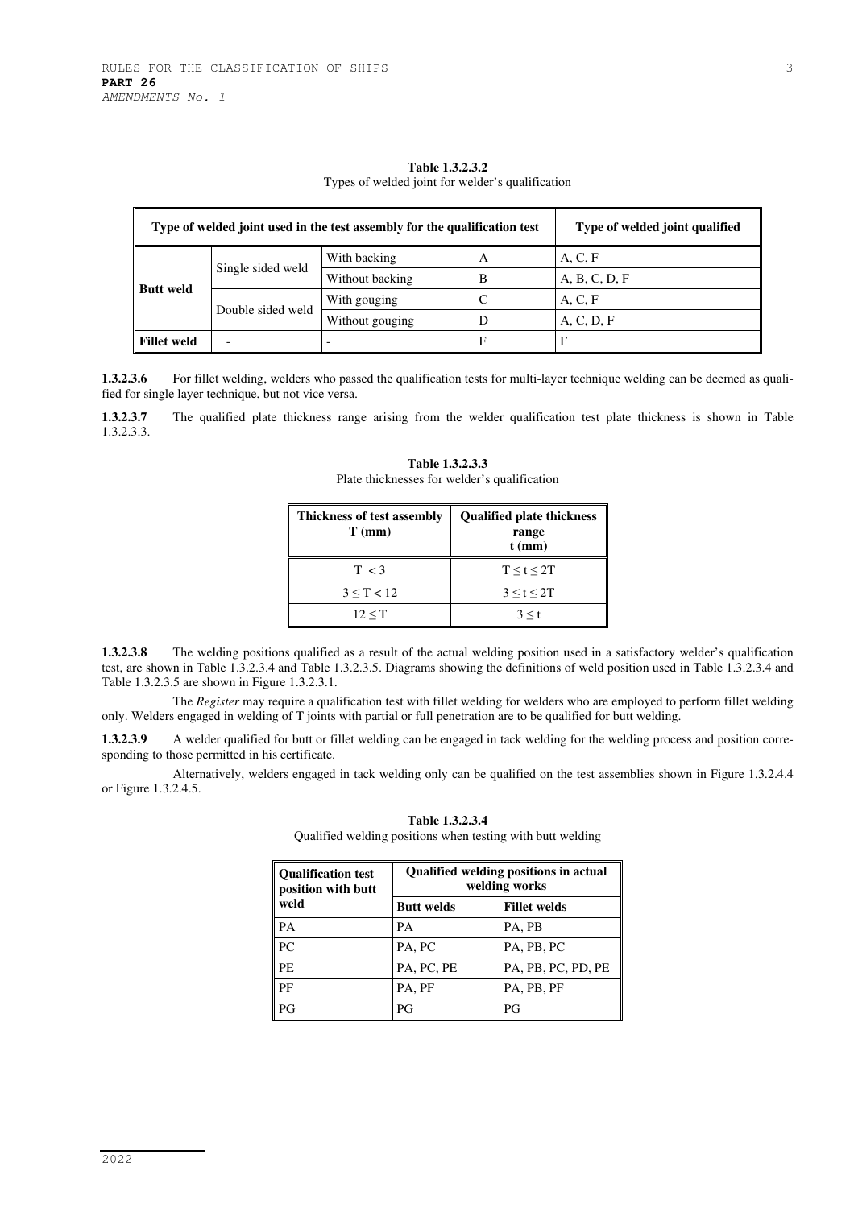**Table 1.3.2.3.2**
Types of welded joint for welder's qualification

| Type of welded joint used in the test assembly for the qualification test | | | | Type of welded joint qualified |
|---|---|---|---|---|
| **Butt weld** | Single sided weld | With backing | A | A, C, F |
| | | Without backing | B | A, B, C, D, F |
| | Double sided weld | With gouging | C | A, C, F |
| | | Without gouging | D | A, C, D, F |
| **Fillet weld** | - | - | F | F |

**1.3.2.3.6** For fillet welding, welders who passed the qualification tests for multi-layer technique welding can be deemed as qualified for single layer technique, but not vice versa.

**1.3.2.3.7** The qualified plate thickness range arising from the welder qualification test plate thickness is shown in Table 1.3.2.3.3.

**Table 1.3.2.3.3**
Plate thicknesses for welder's qualification

| Thickness of test assembly T (mm) | Qualified plate thickness range t (mm) |
|---|---|
| $T < 3$ | $T \leq t \leq 2T$ |
| $3 \leq T < 12$ | $3 \leq t \leq 2T$ |
| $12 \leq T$ | $3 \leq t$ |

**1.3.2.3.8** The welding positions qualified as a result of the actual welding position used in a satisfactory welder's qualification test, are shown in Table 1.3.2.3.4 and Table 1.3.2.3.5. Diagrams showing the definitions of weld position used in Table 1.3.2.3.4 and Table 1.3.2.3.5 are shown in Figure 1.3.2.3.1.

The *Register* may require a qualification test with fillet welding for welders who are employed to perform fillet welding only. Welders engaged in welding of T joints with partial or full penetration are to be qualified for butt welding.

**1.3.2.3.9** A welder qualified for butt or fillet welding can be engaged in tack welding for the welding process and position corresponding to those permitted in his certificate.

Alternatively, welders engaged in tack welding only can be qualified on the test assemblies shown in Figure 1.3.2.4.4 or Figure 1.3.2.4.5.

**Table 1.3.2.3.4**
Qualified welding positions when testing with butt welding

| Qualification test position with butt weld | Qualified welding positions in actual welding works | |
|---|---|---|
| | **Butt welds** | **Fillet welds** |
| PA | PA | PA, PB |
| PC | PA, PC | PA, PB, PC |
| PE | PA, PC, PE | PA, PB, PC, PD, PE |
| PF | PA, PF | PA, PB, PF |
| PG | PG | PG |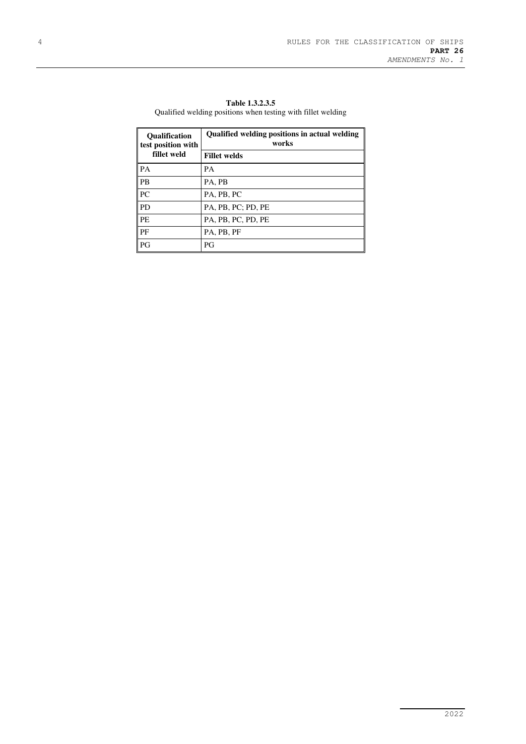**Table 1.3.2.3.5**
Qualified welding positions when testing with fillet welding

| Qualification test position with fillet weld | Qualified welding positions in actual welding works |
|---|---|
| | **Fillet welds** |
| PA | PA |
| PB | PA, PB |
| PC | PA, PB, PC |
| PD | PA, PB, PC; PD, PE |
| PE | PA, PB, PC, PD, PE |
| PF | PA, PB, PF |
| PG | PG |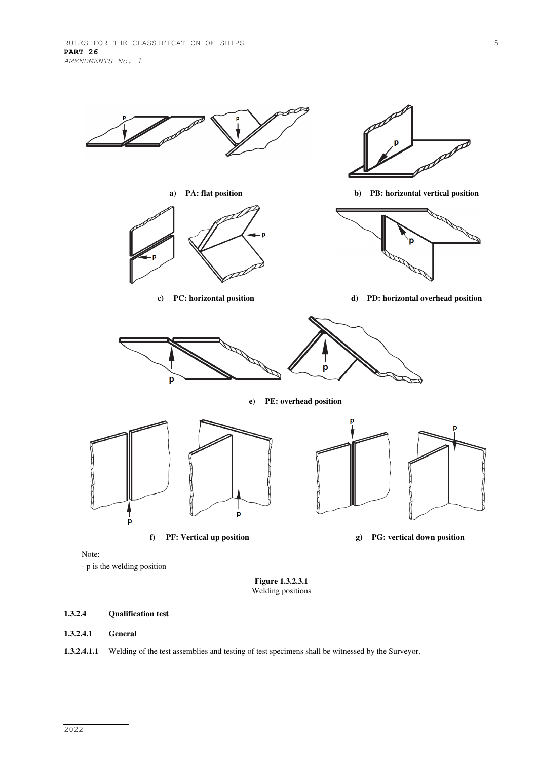a) PA: flat position

b) PB: horizontal vertical position

c) PC: horizontal position

d) PD: horizontal overhead position

e) PE: overhead position

f) PF: Vertical up position

g) PG: vertical down position

Note:

- p is the welding position

**Figure 1.3.2.3.1**
Welding positions

**1.3.2.4 Qualification test**

**1.3.2.4.1 General**

**1.3.2.4.1.1** Welding of the test assemblies and testing of test specimens shall be witnessed by the Surveyor.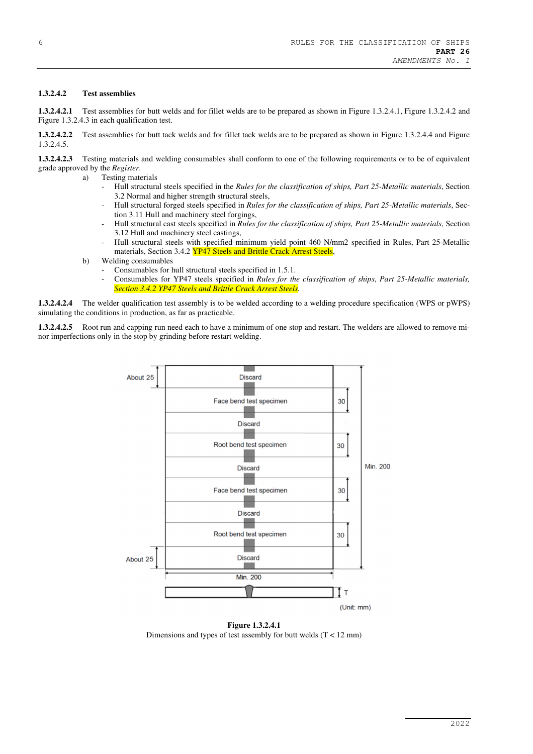#### 1.3.2.4.2 Test assemblies

**1.3.2.4.2.1** Test assemblies for butt welds and for fillet welds are to be prepared as shown in Figure 1.3.2.4.1, Figure 1.3.2.4.2 and Figure 1.3.2.4.3 in each qualification test.

**1.3.2.4.2.2** Test assemblies for butt tack welds and for fillet tack welds are to be prepared as shown in Figure 1.3.2.4.4 and Figure 1.3.2.4.5.

**1.3.2.4.2.3** Testing materials and welding consumables shall conform to one of the following requirements or to be of equivalent grade approved by the *Register*.

a) Testing materials
   - Hull structural steels specified in the *Rules for the classification of ships, Part 25-Metallic materials*, Section 3.2 Normal and higher strength structural steels,
   - Hull structural forged steels specified in *Rules for the classification of ships, Part 25-Metallic materials*, Section 3.11 Hull and machinery steel forgings,
   - Hull structural cast steels specified in *Rules for the classification of ships, Part 25-Metallic materials*, Section 3.12 Hull and machinery steel castings,
   - Hull structural steels with specified minimum yield point 460 N/mm2 specified in Rules, Part 25-Metallic materials, Section 3.4.2 YP47 Steels and Brittle Crack Arrest Steels,

b) Welding consumables
   - Consumables for hull structural steels specified in 1.5.1.
   - Consumables for YP47 steels specified in *Rules for the classification of ships*, *Part 25-Metallic materials, Section 3.4.2 YP47 Steels and Brittle Crack Arrest Steels.*

**1.3.2.4.2.4** The welder qualification test assembly is to be welded according to a welding procedure specification (WPS or pWPS) simulating the conditions in production, as far as practicable.

**1.3.2.4.2.5** Root run and capping run need each to have a minimum of one stop and restart. The welders are allowed to remove minor imperfections only in the stop by grinding before restart welding.

| | Specimen | |
|---|---|---|
| About 25 | Discard | |
| | Face bend test specimen | 30 |
| | Discard | |
| | Root bend test specimen | 30 |
| | Discard | |
| | Face bend test specimen | 30 |
| | Discard | |
| | Root bend test specimen | 30 |
| About 25 | Discard | |

Overall length: Min. 200; Width: Min. 200; Thickness: T (Unit: mm)

**Figure 1.3.2.4.1**
Dimensions and types of test assembly for butt welds (T < 12 mm)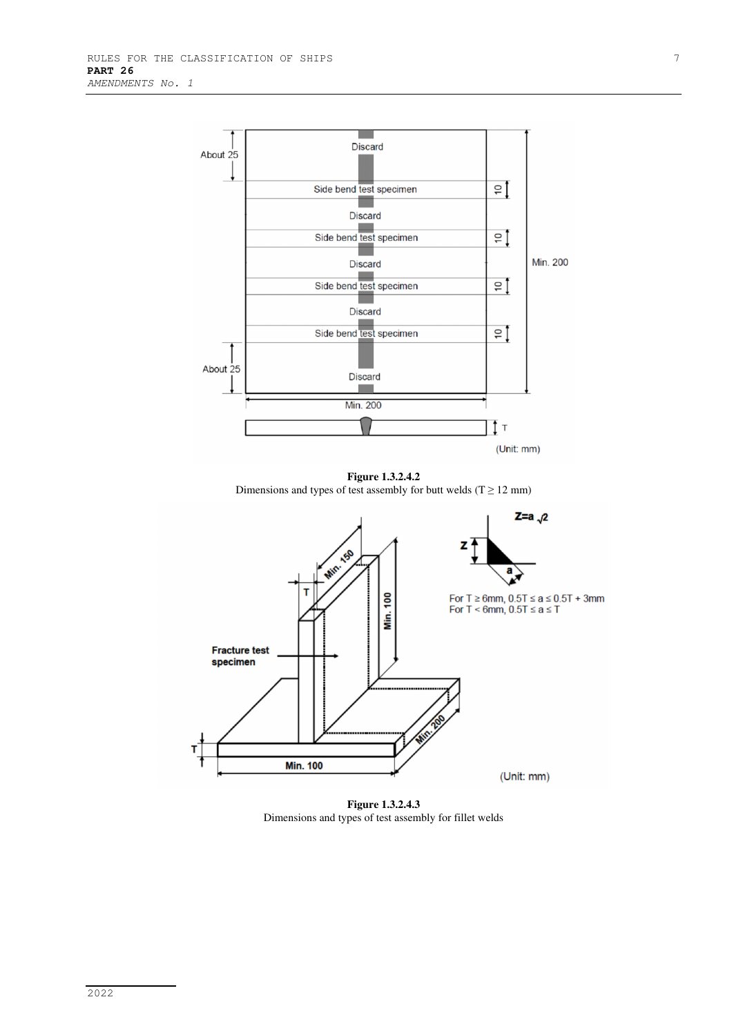**Figure 1.3.2.4.2**
Dimensions and types of test assembly for butt welds ($T \geq 12$ mm)

**Figure 1.3.2.4.3**
Dimensions and types of test assembly for fillet welds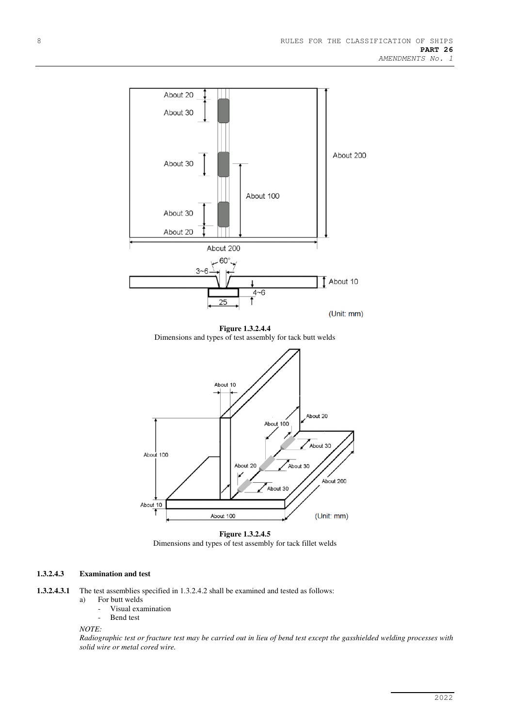**Figure 1.3.2.4.4**
Dimensions and types of test assembly for tack butt welds

**Figure 1.3.2.4.5**
Dimensions and types of test assembly for tack fillet welds

### 1.3.2.4.3 Examination and test

**1.3.2.4.3.1** The test assemblies specified in 1.3.2.4.2 shall be examined and tested as follows:

a) For butt welds
   - Visual examination
   - Bend test

*NOTE:*

*Radiographic test or fracture test may be carried out in lieu of bend test except the gasshielded welding processes with solid wire or metal cored wire.*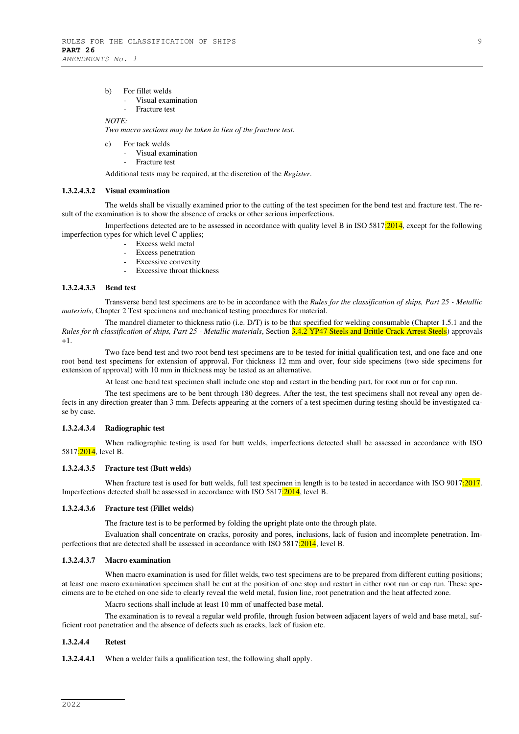b) For fillet welds
   - Visual examination
   - Fracture test

*NOTE:*
*Two macro sections may be taken in lieu of the fracture test.*

c) For tack welds
   - Visual examination
   - Fracture test

Additional tests may be required, at the discretion of the *Register*.

**1.3.2.4.3.2 Visual examination**

The welds shall be visually examined prior to the cutting of the test specimen for the bend test and fracture test. The result of the examination is to show the absence of cracks or other serious imperfections.

Imperfections detected are to be assessed in accordance with quality level B in ISO 5817:2014, except for the following imperfection types for which level C applies;

- Excess weld metal
- Excess penetration
- Excessive convexity
- Excessive throat thickness

**1.3.2.4.3.3 Bend test**

Transverse bend test specimens are to be in accordance with the *Rules for the classification of ships, Part 25 - Metallic materials*, Chapter 2 Test specimens and mechanical testing procedures for material.

The mandrel diameter to thickness ratio (i.e. D/T) is to be that specified for welding consumable (Chapter 1.5.1 and the *Rules for th classification of ships, Part 25 - Metallic materials*, Section 3.4.2 YP47 Steels and Brittle Crack Arrest Steels) approvals +1.

Two face bend test and two root bend test specimens are to be tested for initial qualification test, and one face and one root bend test specimens for extension of approval. For thickness 12 mm and over, four side specimens (two side specimens for extension of approval) with 10 mm in thickness may be tested as an alternative.

At least one bend test specimen shall include one stop and restart in the bending part, for root run or for cap run.

The test specimens are to be bent through 180 degrees. After the test, the test specimens shall not reveal any open defects in any direction greater than 3 mm. Defects appearing at the corners of a test specimen during testing should be investigated case by case.

**1.3.2.4.3.4 Radiographic test**

When radiographic testing is used for butt welds, imperfections detected shall be assessed in accordance with ISO 5817:2014, level B.

**1.3.2.4.3.5 Fracture test (Butt welds)**

When fracture test is used for butt welds, full test specimen in length is to be tested in accordance with ISO 9017:2017. Imperfections detected shall be assessed in accordance with ISO 5817:2014, level B.

**1.3.2.4.3.6 Fracture test (Fillet welds)**

The fracture test is to be performed by folding the upright plate onto the through plate.

Evaluation shall concentrate on cracks, porosity and pores, inclusions, lack of fusion and incomplete penetration. Imperfections that are detected shall be assessed in accordance with ISO 5817:2014, level B.

**1.3.2.4.3.7 Macro examination**

When macro examination is used for fillet welds, two test specimens are to be prepared from different cutting positions; at least one macro examination specimen shall be cut at the position of one stop and restart in either root run or cap run. These specimens are to be etched on one side to clearly reveal the weld metal, fusion line, root penetration and the heat affected zone.

Macro sections shall include at least 10 mm of unaffected base metal.

The examination is to reveal a regular weld profile, through fusion between adjacent layers of weld and base metal, sufficient root penetration and the absence of defects such as cracks, lack of fusion etc.

**1.3.2.4.4 Retest**

**1.3.2.4.4.1** When a welder fails a qualification test, the following shall apply.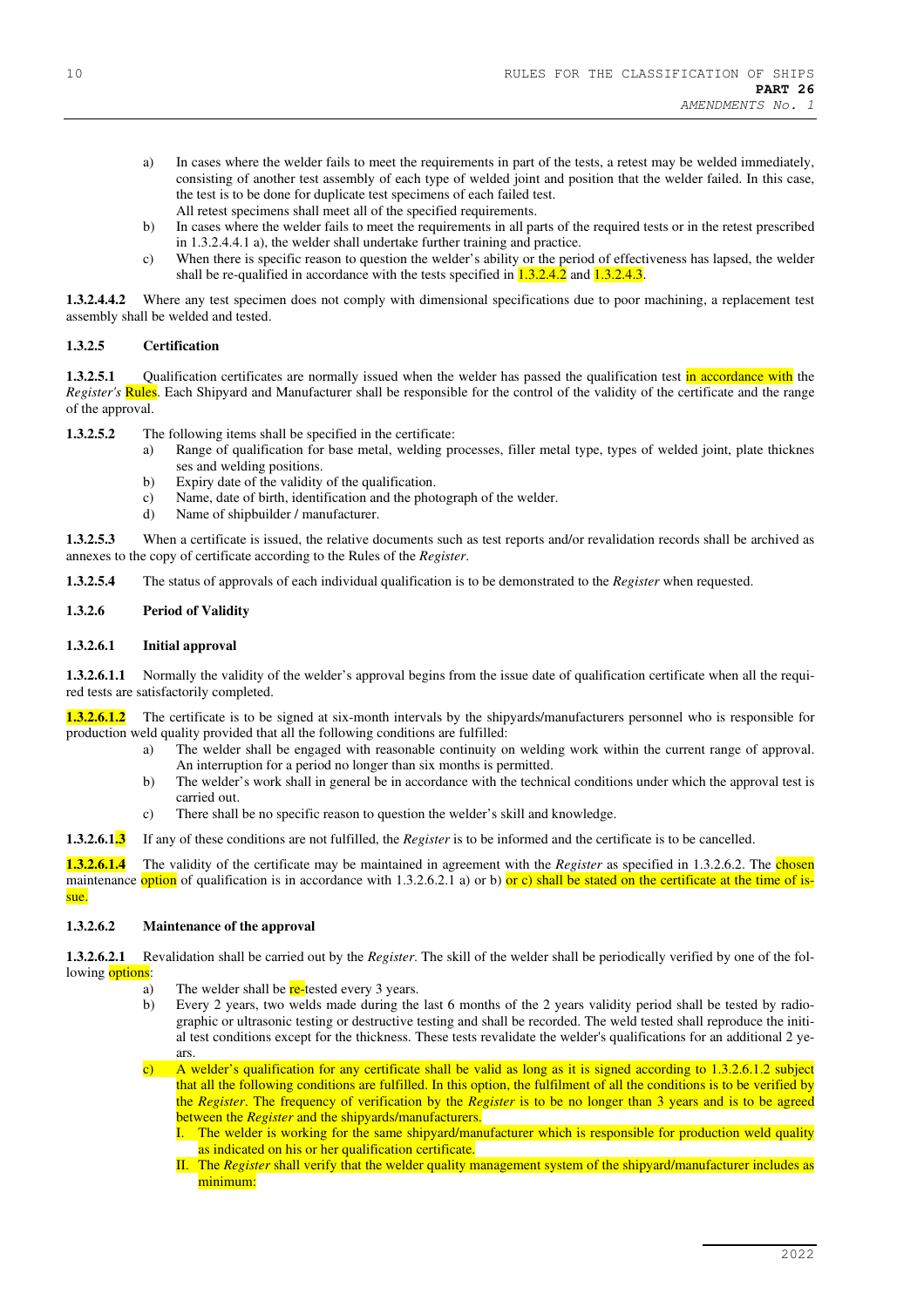a) In cases where the welder fails to meet the requirements in part of the tests, a retest may be welded immediately, consisting of another test assembly of each type of welded joint and position that the welder failed. In this case, the test is to be done for duplicate test specimens of each failed test.
   All retest specimens shall meet all of the specified requirements.

b) In cases where the welder fails to meet the requirements in all parts of the required tests or in the retest prescribed in 1.3.2.4.4.1 a), the welder shall undertake further training and practice.

c) When there is specific reason to question the welder's ability or the period of effectiveness has lapsed, the welder shall be re-qualified in accordance with the tests specified in 1.3.2.4.2 and 1.3.2.4.3.

**1.3.2.4.4.2** Where any test specimen does not comply with dimensional specifications due to poor machining, a replacement test assembly shall be welded and tested.

### 1.3.2.5 Certification

**1.3.2.5.1** Qualification certificates are normally issued when the welder has passed the qualification test in accordance with the *Register's* Rules. Each Shipyard and Manufacturer shall be responsible for the control of the validity of the certificate and the range of the approval.

**1.3.2.5.2** The following items shall be specified in the certificate:

a) Range of qualification for base metal, welding processes, filler metal type, types of welded joint, plate thicknesses and welding positions.
b) Expiry date of the validity of the qualification.
c) Name, date of birth, identification and the photograph of the welder.
d) Name of shipbuilder / manufacturer.

**1.3.2.5.3** When a certificate is issued, the relative documents such as test reports and/or revalidation records shall be archived as annexes to the copy of certificate according to the Rules of the *Register*.

**1.3.2.5.4** The status of approvals of each individual qualification is to be demonstrated to the *Register* when requested.

### 1.3.2.6 Period of Validity

#### 1.3.2.6.1 Initial approval

**1.3.2.6.1.1** Normally the validity of the welder's approval begins from the issue date of qualification certificate when all the required tests are satisfactorily completed.

**1.3.2.6.1.2** The certificate is to be signed at six-month intervals by the shipyards/manufacturers personnel who is responsible for production weld quality provided that all the following conditions are fulfilled:

a) The welder shall be engaged with reasonable continuity on welding work within the current range of approval. An interruption for a period no longer than six months is permitted.
b) The welder's work shall in general be in accordance with the technical conditions under which the approval test is carried out.
c) There shall be no specific reason to question the welder's skill and knowledge.

**1.3.2.6.1.3** If any of these conditions are not fulfilled, the *Register* is to be informed and the certificate is to be cancelled.

**1.3.2.6.1.4** The validity of the certificate may be maintained in agreement with the *Register* as specified in 1.3.2.6.2. The chosen maintenance option of qualification is in accordance with 1.3.2.6.2.1 a) or b) or c) shall be stated on the certificate at the time of issue.

#### 1.3.2.6.2 Maintenance of the approval

**1.3.2.6.2.1** Revalidation shall be carried out by the *Register*. The skill of the welder shall be periodically verified by one of the following options:

a) The welder shall be re-tested every 3 years.
b) Every 2 years, two welds made during the last 6 months of the 2 years validity period shall be tested by radiographic or ultrasonic testing or destructive testing and shall be recorded. The weld tested shall reproduce the initial test conditions except for the thickness. These tests revalidate the welder's qualifications for an additional 2 years.
c) A welder's qualification for any certificate shall be valid as long as it is signed according to 1.3.2.6.1.2 subject that all the following conditions are fulfilled. In this option, the fulfilment of all the conditions is to be verified by the *Register*. The frequency of verification by the *Register* is to be no longer than 3 years and is to be agreed between the *Register* and the shipyards/manufacturers.
   I. The welder is working for the same shipyard/manufacturer which is responsible for production weld quality as indicated on his or her qualification certificate.
   II. The *Register* shall verify that the welder quality management system of the shipyard/manufacturer includes as minimum: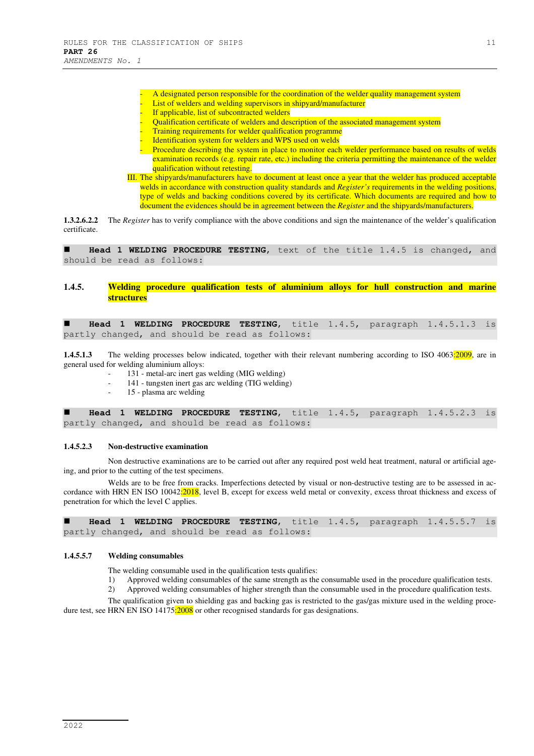- A designated person responsible for the coordination of the welder quality management system
- List of welders and welding supervisors in shipyard/manufacturer
- If applicable, list of subcontracted welders
- Qualification certificate of welders and description of the associated management system
- Training requirements for welder qualification programme
- Identification system for welders and WPS used on welds
- Procedure describing the system in place to monitor each welder performance based on results of welds examination records (e.g. repair rate, etc.) including the criteria permitting the maintenance of the welder qualification without retesting.

III. The shipyards/manufacturers have to document at least once a year that the welder has produced acceptable welds in accordance with construction quality standards and *Register's* requirements in the welding positions, type of welds and backing conditions covered by its certificate. Which documents are required and how to document the evidences should be in agreement between the *Register* and the shipyards/manufacturers.

**1.3.2.6.2.2** The *Register* has to verify compliance with the above conditions and sign the maintenance of the welder's qualification certificate.

■ **Head 1 WELDING PROCEDURE TESTING**, text of the title 1.4.5 is changed, and should be read as follows:

## 1.4.5. Welding procedure qualification tests of aluminium alloys for hull construction and marine structures

■ **Head 1 WELDING PROCEDURE TESTING**, title 1.4.5, paragraph 1.4.5.1.3 is partly changed, and should be read as follows:

**1.4.5.1.3** The welding processes below indicated, together with their relevant numbering according to ISO 4063:2009, are in general used for welding aluminium alloys:

- 131 - metal-arc inert gas welding (MIG welding)
- 141 - tungsten inert gas arc welding (TIG welding)
- 15 - plasma arc welding

■ **Head 1 WELDING PROCEDURE TESTING**, title 1.4.5, paragraph 1.4.5.2.3 is partly changed, and should be read as follows:

**1.4.5.2.3 Non-destructive examination**

Non destructive examinations are to be carried out after any required post weld heat treatment, natural or artificial ageing, and prior to the cutting of the test specimens.

Welds are to be free from cracks. Imperfections detected by visual or non-destructive testing are to be assessed in accordance with HRN EN ISO 10042:2018, level B, except for excess weld metal or convexity, excess throat thickness and excess of penetration for which the level C applies.

■ **Head 1 WELDING PROCEDURE TESTING**, title 1.4.5, paragraph 1.4.5.5.7 is partly changed, and should be read as follows:

**1.4.5.5.7 Welding consumables**

The welding consumable used in the qualification tests qualifies:

1) Approved welding consumables of the same strength as the consumable used in the procedure qualification tests.
2) Approved welding consumables of higher strength than the consumable used in the procedure qualification tests.

The qualification given to shielding gas and backing gas is restricted to the gas/gas mixture used in the welding procedure test, see HRN EN ISO 14175:2008 or other recognised standards for gas designations.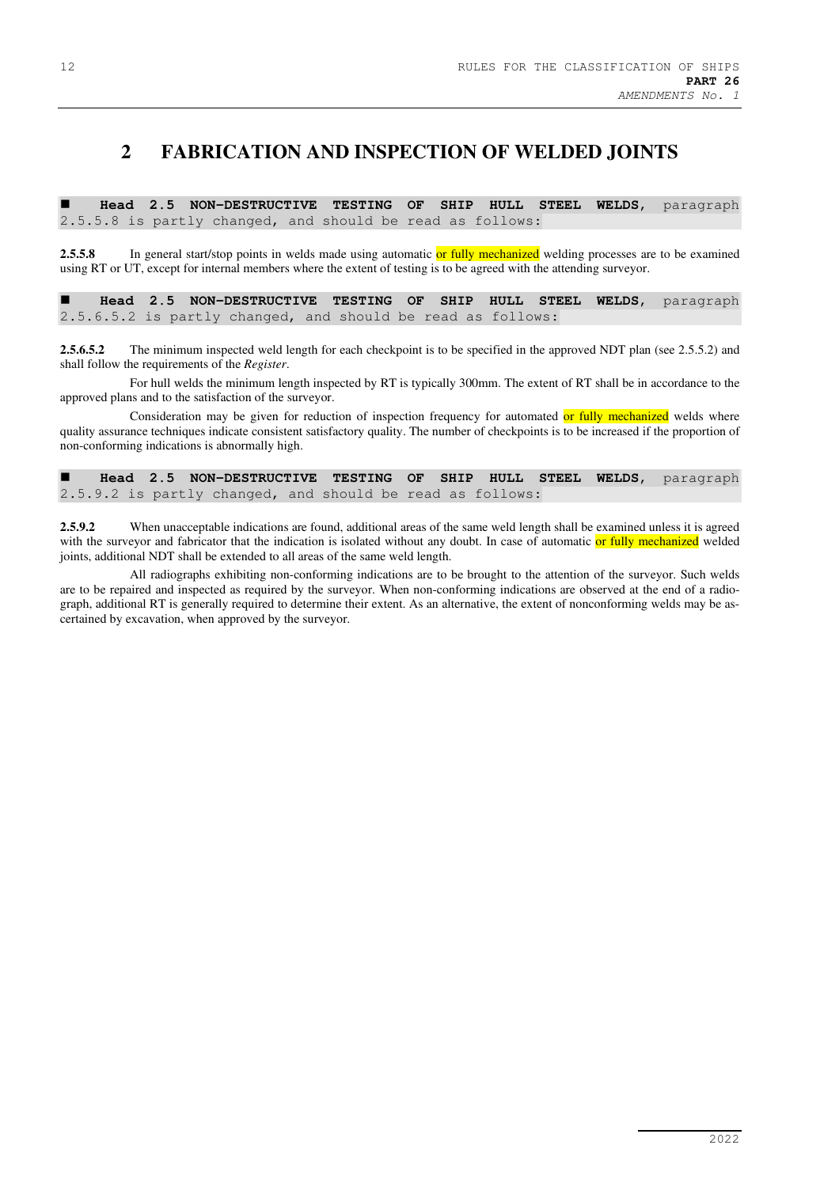## 2 FABRICATION AND INSPECTION OF WELDED JOINTS

■ **Head 2.5 NON-DESTRUCTIVE TESTING OF SHIP HULL STEEL WELDS,** paragraph 2.5.5.8 is partly changed, and should be read as follows:

**2.5.5.8** In general start/stop points in welds made using automatic or fully mechanized welding processes are to be examined using RT or UT, except for internal members where the extent of testing is to be agreed with the attending surveyor.

■ **Head 2.5 NON-DESTRUCTIVE TESTING OF SHIP HULL STEEL WELDS,** paragraph 2.5.6.5.2 is partly changed, and should be read as follows:

**2.5.6.5.2** The minimum inspected weld length for each checkpoint is to be specified in the approved NDT plan (see 2.5.5.2) and shall follow the requirements of the *Register*.

For hull welds the minimum length inspected by RT is typically 300mm. The extent of RT shall be in accordance to the approved plans and to the satisfaction of the surveyor.

Consideration may be given for reduction of inspection frequency for automated or fully mechanized welds where quality assurance techniques indicate consistent satisfactory quality. The number of checkpoints is to be increased if the proportion of non-conforming indications is abnormally high.

■ **Head 2.5 NON-DESTRUCTIVE TESTING OF SHIP HULL STEEL WELDS,** paragraph 2.5.9.2 is partly changed, and should be read as follows:

**2.5.9.2** When unacceptable indications are found, additional areas of the same weld length shall be examined unless it is agreed with the surveyor and fabricator that the indication is isolated without any doubt. In case of automatic or fully mechanized welded joints, additional NDT shall be extended to all areas of the same weld length.

All radiographs exhibiting non-conforming indications are to be brought to the attention of the surveyor. Such welds are to be repaired and inspected as required by the surveyor. When non-conforming indications are observed at the end of a radiograph, additional RT is generally required to determine their extent. As an alternative, the extent of nonconforming welds may be ascertained by excavation, when approved by the surveyor.